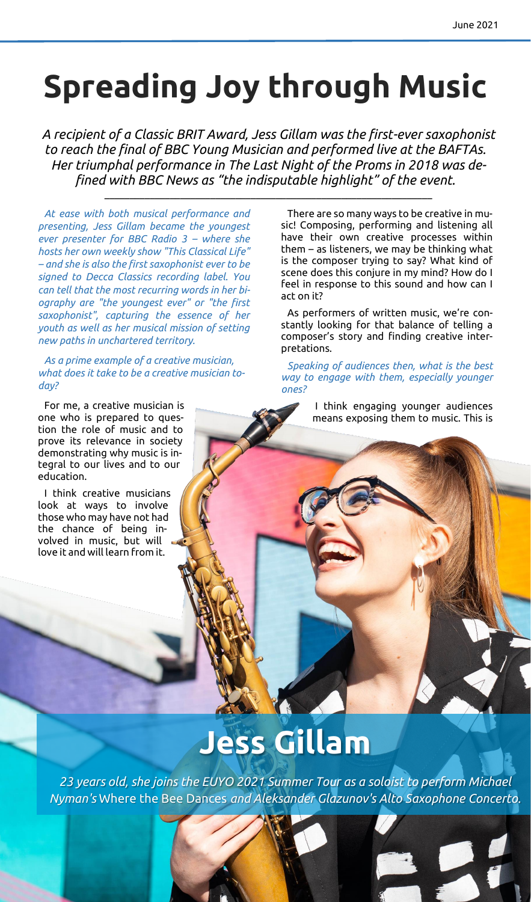# Spreading Joy through Music

*A recipient of a Classic BRIT Award, Jess Gillam was the first-ever saxophonist to reach the final of BBC Young Musician and performed live at the BAFTAs. Her triumphal performance in The Last Night of the Proms in 2018 was defined with BBC News as "the indisputable highlight" of the event.*

---

*At ease with both musical performance and presenting, Jess Gillam became the youngest ever presenter for BBC Radio 3 – where she hosts her own weekly show "This Classical Life" – and she is also the first saxophonist ever to be signed to Decca Classics recording label. You can tell that the most recurring words in her biography are "the youngest ever" or "the first saxophonist", capturing the essence of her youth as well as her musical mission of setting new paths in unchartered territory.*

*As a prime example of a creative musician, what does it take to be a creative musician today?*

For me, a creative musician is one who is prepared to question the role of music and to prove its relevance in society demonstrating why music is integral to our lives and to our education.

I think creative musicians look at ways to involve those who may have not had the chance of being involved in music, but will love it and will learn from it.

There are so many ways to be creative in music! Composing, performing and listening all have their own creative processes within them – as listeners, we may be thinking what is the composer trying to say? What kind of scene does this conjure in my mind? How do I feel in response to this sound and how can I act on it?

As performers of written music, we're constantly looking for that balance of telling a composer's story and finding creative interpretations.

*Speaking of audiences then, what is the best way to engage with them, especially younger ones?*

I think engaging younger audiences means exposing them to music. This is

## Jess Gillam

*23 years old, she joins the EUYO 2021 Summer Tour as a soloist to perform Michael Nyman's* Where the Bee Dances *and Aleksander Glazunov's Alto Saxophone Concerto.*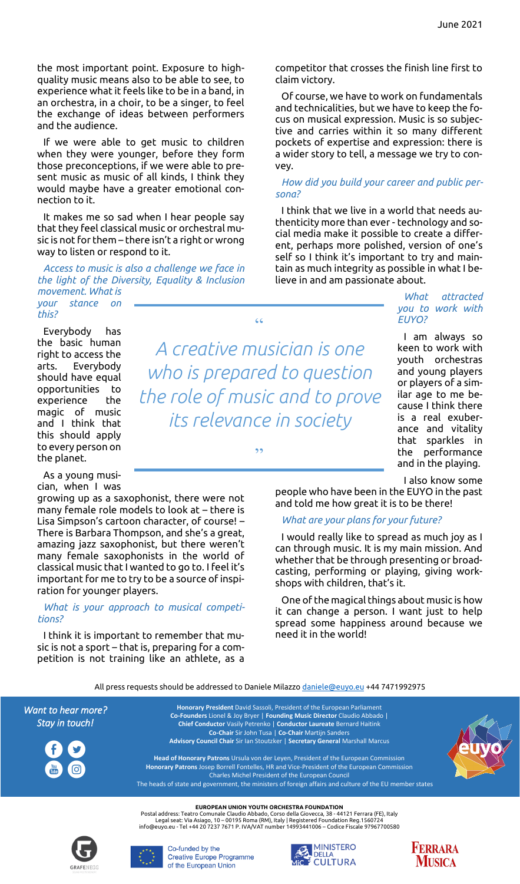the most important point. Exposure to high-quality music means also to be able to see, to experience what it feels like to be in a band, in an orchestra, in a choir, to be a singer, to feel the exchange of ideas between performers and the audience.

If we were able to get music to children when they were younger, before they form those preconceptions, if we were able to present music as music of all kinds, I think they would maybe have a greater emotional connection to it.

It makes me so sad when I hear people say that they feel classical music or orchestral music is not for them – there isn't a right or wrong way to listen or respond to it.

*Access to music is also a challenge we face in the light of the Diversity, Equality & Inclusion movement. What is your stance on this?*

Everybody has the basic human right to access the arts. Everybody should have equal opportunities to experience the magic of music and I think that this should apply to every person on the planet.

As a young musician, when I was growing up as a saxophonist, there were not many female role models to look at – there is Lisa Simpson's cartoon character, of course! – There is Barbara Thompson, and she's a great, amazing jazz saxophonist, but there weren't many female saxophonists in the world of classical music that I wanted to go to. I feel it's important for me to try to be a source of inspiration for younger players.

*What is your approach to musical competitions?*

I think it is important to remember that music is not a sport – that is, preparing for a competition is not training like an athlete, as a competitor that crosses the finish line first to claim victory.

Of course, we have to work on fundamentals and technicalities, but we have to keep the focus on musical expression. Music is so subjective and carries within it so many different pockets of expertise and expression: there is a wider story to tell, a message we try to convey.

*How did you build your career and public persona?*

I think that we live in a world that needs authenticity more than ever - technology and social media make it possible to create a different, perhaps more polished, version of one's self so I think it's important to try and maintain as much integrity as possible in what I believe in and am passionate about.

> “ *A creative musician is one who is prepared to question the role of music and to prove its relevance in society* ”

*What attracted you to work with EUYO?*

I am always so keen to work with youth orchestras and young players or players of a similar age to me because I think there is a real exuberance and vitality that sparkles in the performance and in the playing.

I also know some people who have been in the EUYO in the past and told me how great it is to be there!

*What are your plans for your future?*

I would really like to spread as much joy as I can through music. It is my main mission. And whether that be through presenting or broadcasting, performing or playing, giving workshops with children, that's it.

One of the magical things about music is how it can change a person. I want just to help spread some happiness around because we need it in the world!

All press requests should be addressed to Daniele Milazzo daniele@euyo.eu +44 7471992975

*Want to hear more? Stay in touch!*

**Honorary President** David Sassoli, President of the European Parliament
**Co-Founders** Lionel & Joy Bryer | **Founding Music Director** Claudio Abbado |
**Chief Conductor** Vasily Petrenko | **Conductor Laureate** Bernard Haitink
**Co-Chair** Sir John Tusa | **Co-Chair** Martijn Sanders
**Advisory Council Chair** Sir Ian Stoutzker | **Secretary General** Marshall Marcus

**Head of Honorary Patrons** Ursula von der Leyen, President of the European Commission
**Honorary Patrons** Josep Borrell Fontelles, HR and Vice-President of the European Commission
Charles Michel President of the European Council
The heads of state and government, the ministers of foreign affairs and culture of the EU member states

**EUROPEAN UNION YOUTH ORCHESTRA FOUNDATION**
Postal address: Teatro Comunale Claudio Abbado, Corso della Giovecca, 38 - 44121 Ferrara (FE), Italy
Legal seat: Via Asiago, 10 – 00195 Roma (RM), Italy | Registered Foundation Reg.1560724
info@euyo.eu - Tel +44 20 7237 7671 P. IVA/VAT number 14993441006 – Codice Fiscale 97967700580

Co-funded by the Creative Europe Programme of the European Union

MINISTERO DELLA CULTURA

FERRARA MUSICA